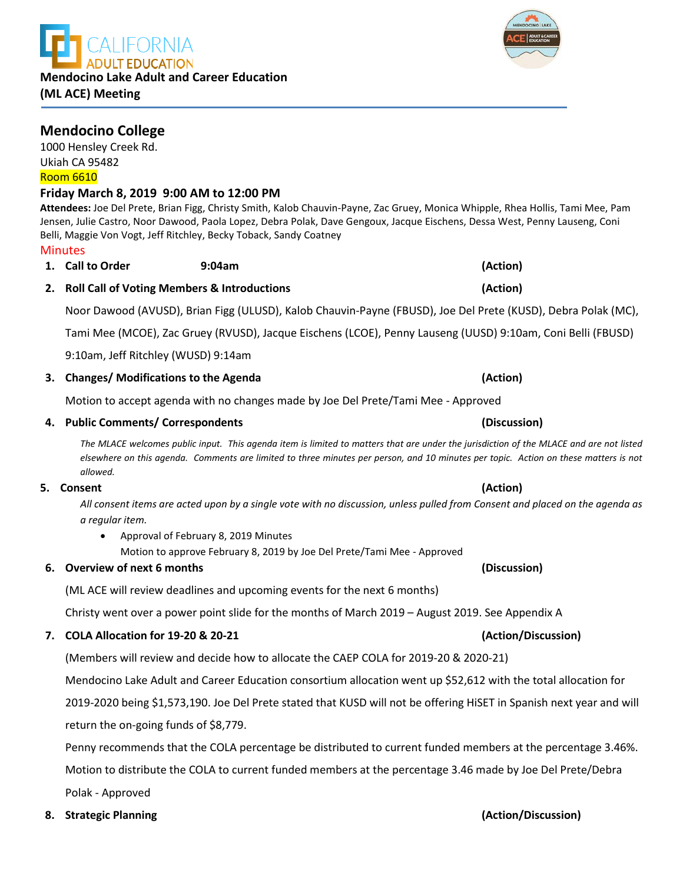CALIFORNIA ADULT EDUCATION

**Mendocino Lake Adult and Career Education (ML ACE) Meeting**

## Mendocino College

1000 Hensley Creek Rd.
Ukiah CA 95482
Room 6610

**Friday March 8, 2019 9:00 AM to 12:00 PM**

**Attendees:** Joe Del Prete, Brian Figg, Christy Smith, Kalob Chauvin-Payne, Zac Gruey, Monica Whipple, Rhea Hollis, Tami Mee, Pam Jensen, Julie Castro, Noor Dawood, Paola Lopez, Debra Polak, Dave Gengoux, Jacque Eischens, Dessa West, Penny Lauseng, Coni Belli, Maggie Von Vogt, Jeff Ritchley, Becky Toback, Sandy Coatney

Minutes

1. **Call to Order 9:04am** **(Action)**

2. **Roll Call of Voting Members & Introductions** **(Action)**

   Noor Dawood (AVUSD), Brian Figg (ULUSD), Kalob Chauvin-Payne (FBUSD), Joe Del Prete (KUSD), Debra Polak (MC), Tami Mee (MCOE), Zac Gruey (RVUSD), Jacque Eischens (LCOE), Penny Lauseng (UUSD) 9:10am, Coni Belli (FBUSD) 9:10am, Jeff Ritchley (WUSD) 9:14am

3. **Changes/ Modifications to the Agenda** **(Action)**

   Motion to accept agenda with no changes made by Joe Del Prete/Tami Mee - Approved

4. **Public Comments/ Correspondents** **(Discussion)**

   *The MLACE welcomes public input. This agenda item is limited to matters that are under the jurisdiction of the MLACE and are not listed elsewhere on this agenda. Comments are limited to three minutes per person, and 10 minutes per topic. Action on these matters is not allowed.*

5. **Consent** **(Action)**

   *All consent items are acted upon by a single vote with no discussion, unless pulled from Consent and placed on the agenda as a regular item.*

   - Approval of February 8, 2019 Minutes
     Motion to approve February 8, 2019 by Joe Del Prete/Tami Mee - Approved

6. **Overview of next 6 months** **(Discussion)**

   (ML ACE will review deadlines and upcoming events for the next 6 months)

   Christy went over a power point slide for the months of March 2019 – August 2019. See Appendix A

7. **COLA Allocation for 19-20 & 20-21** **(Action/Discussion)**

   (Members will review and decide how to allocate the CAEP COLA for 2019-20 & 2020-21)

   Mendocino Lake Adult and Career Education consortium allocation went up $52,612 with the total allocation for 2019-2020 being $1,573,190. Joe Del Prete stated that KUSD will not be offering HiSET in Spanish next year and will return the on-going funds of $8,779.

   Penny recommends that the COLA percentage be distributed to current funded members at the percentage 3.46%.

   Motion to distribute the COLA to current funded members at the percentage 3.46 made by Joe Del Prete/Debra Polak - Approved

8. **Strategic Planning** **(Action/Discussion)**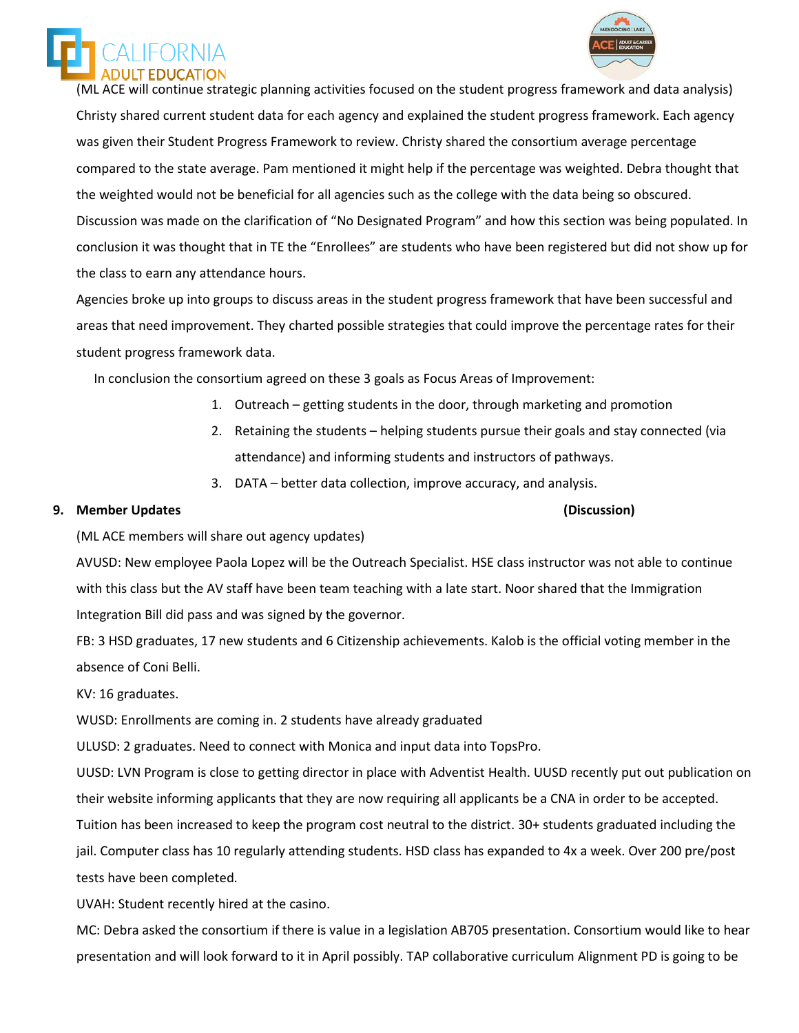(ML ACE will continue strategic planning activities focused on the student progress framework and data analysis)

Christy shared current student data for each agency and explained the student progress framework. Each agency was given their Student Progress Framework to review. Christy shared the consortium average percentage compared to the state average. Pam mentioned it might help if the percentage was weighted. Debra thought that the weighted would not be beneficial for all agencies such as the college with the data being so obscured.

Discussion was made on the clarification of "No Designated Program" and how this section was being populated. In conclusion it was thought that in TE the "Enrollees" are students who have been registered but did not show up for the class to earn any attendance hours.

Agencies broke up into groups to discuss areas in the student progress framework that have been successful and areas that need improvement. They charted possible strategies that could improve the percentage rates for their student progress framework data.

In conclusion the consortium agreed on these 3 goals as Focus Areas of Improvement:

1. Outreach – getting students in the door, through marketing and promotion
2. Retaining the students – helping students pursue their goals and stay connected (via attendance) and informing students and instructors of pathways.
3. DATA – better data collection, improve accuracy, and analysis.

**9. Member Updates (Discussion)**

(ML ACE members will share out agency updates)

AVUSD: New employee Paola Lopez will be the Outreach Specialist. HSE class instructor was not able to continue with this class but the AV staff have been team teaching with a late start. Noor shared that the Immigration Integration Bill did pass and was signed by the governor.

FB: 3 HSD graduates, 17 new students and 6 Citizenship achievements. Kalob is the official voting member in the absence of Coni Belli.

KV: 16 graduates.

WUSD: Enrollments are coming in. 2 students have already graduated

ULUSD: 2 graduates. Need to connect with Monica and input data into TopsPro.

UUSD: LVN Program is close to getting director in place with Adventist Health. UUSD recently put out publication on their website informing applicants that they are now requiring all applicants be a CNA in order to be accepted. Tuition has been increased to keep the program cost neutral to the district. 30+ students graduated including the jail. Computer class has 10 regularly attending students. HSD class has expanded to 4x a week. Over 200 pre/post tests have been completed.

UVAH: Student recently hired at the casino.

MC: Debra asked the consortium if there is value in a legislation AB705 presentation. Consortium would like to hear presentation and will look forward to it in April possibly. TAP collaborative curriculum Alignment PD is going to be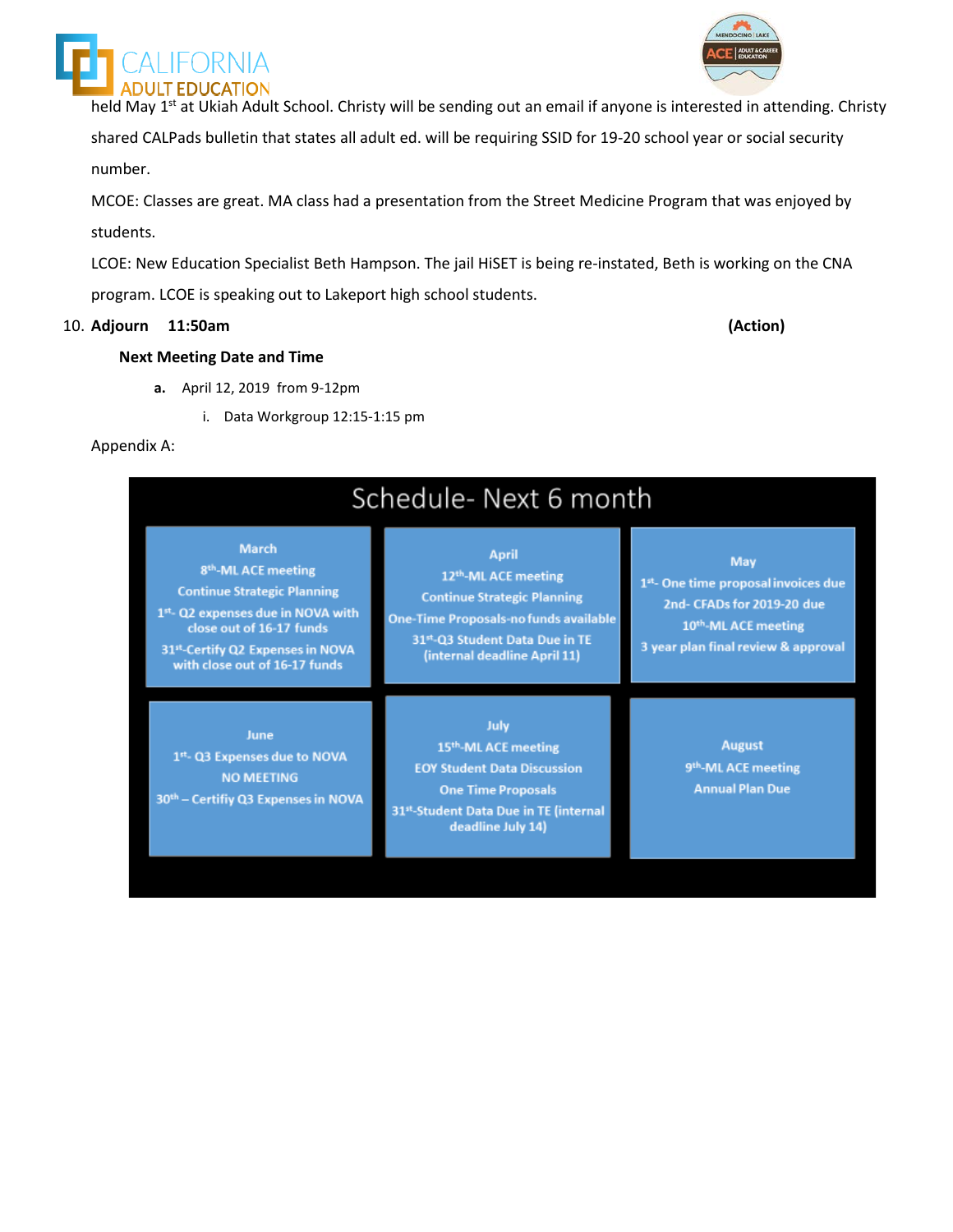held May 1st at Ukiah Adult School. Christy will be sending out an email if anyone is interested in attending. Christy shared CALPads bulletin that states all adult ed. will be requiring SSID for 19-20 school year or social security number.

MCOE: Classes are great. MA class had a presentation from the Street Medicine Program that was enjoyed by students.

LCOE: New Education Specialist Beth Hampson. The jail HiSET is being re-instated, Beth is working on the CNA program. LCOE is speaking out to Lakeport high school students.

10. **Adjourn 11:50am** **(Action)**

**Next Meeting Date and Time**

a. April 12, 2019 from 9-12pm
   i. Data Workgroup 12:15-1:15 pm

Appendix A:

Schedule- Next 6 month

March
8th-ML ACE meeting
Continue Strategic Planning
1st- Q2 expenses due in NOVA with close out of 16-17 funds
31st-Certify Q2 Expenses in NOVA with close out of 16-17 funds

April
12th-ML ACE meeting
Continue Strategic Planning
One-Time Proposals-no funds available
31st-Q3 Student Data Due in TE (internal deadline April 11)

May
1st- One time proposal invoices due
2nd- CFADs for 2019-20 due
10th-ML ACE meeting
3 year plan final review & approval

June
1st- Q3 Expenses due to NOVA
NO MEETING
30th – Certifiy Q3 Expenses in NOVA

July
15th-ML ACE meeting
EOY Student Data Discussion
One Time Proposals
31st-Student Data Due in TE (internal deadline July 14)

August
9th-ML ACE meeting
Annual Plan Due